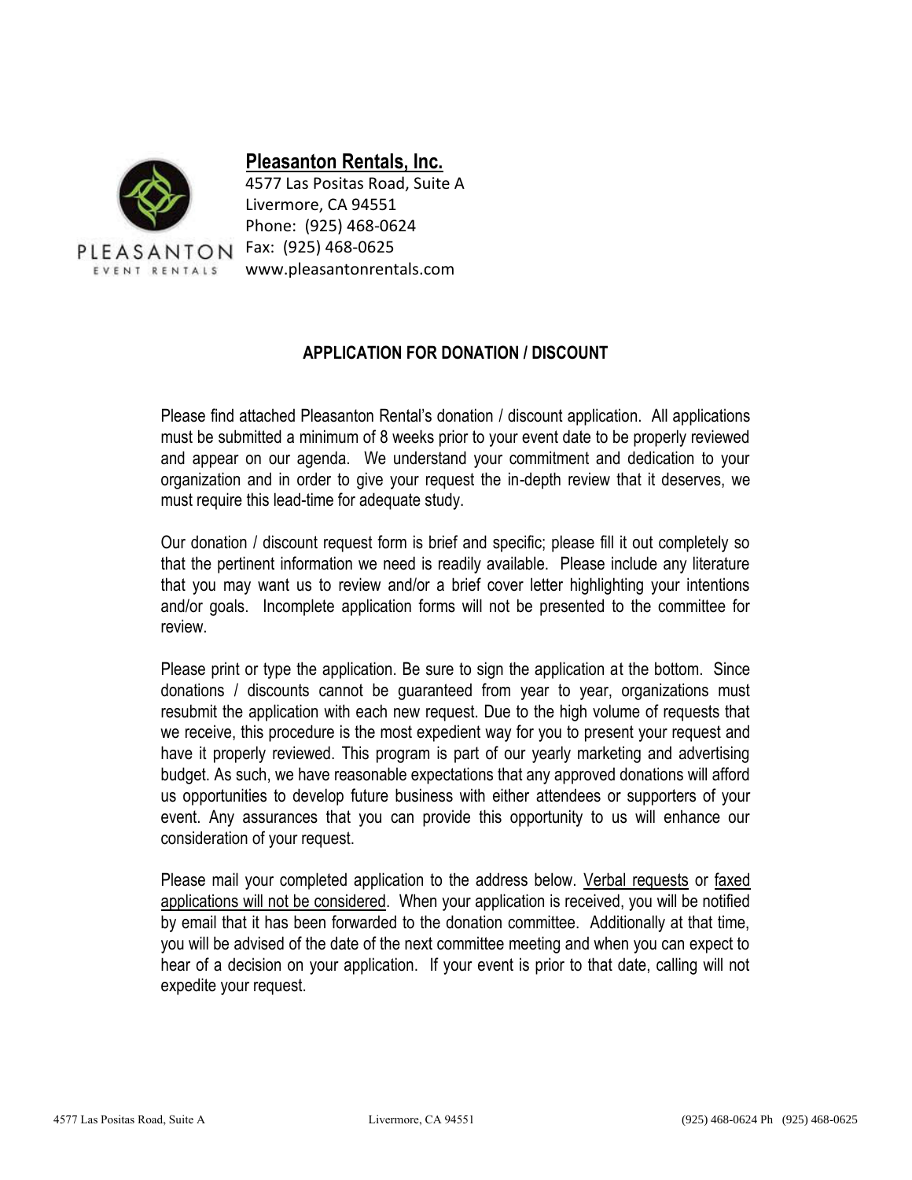PLEASANTON EVENT RENTALS

## Pleasanton Rentals, Inc.

4577 Las Positas Road, Suite A
Livermore, CA 94551
Phone: (925) 468-0624
Fax: (925) 468-0625
www.pleasantonrentals.com

### APPLICATION FOR DONATION / DISCOUNT

Please find attached Pleasanton Rental's donation / discount application. All applications must be submitted a minimum of 8 weeks prior to your event date to be properly reviewed and appear on our agenda. We understand your commitment and dedication to your organization and in order to give your request the in-depth review that it deserves, we must require this lead-time for adequate study.

Our donation / discount request form is brief and specific; please fill it out completely so that the pertinent information we need is readily available. Please include any literature that you may want us to review and/or a brief cover letter highlighting your intentions and/or goals. Incomplete application forms will not be presented to the committee for review.

Please print or type the application. Be sure to sign the application at the bottom. Since donations / discounts cannot be guaranteed from year to year, organizations must resubmit the application with each new request. Due to the high volume of requests that we receive, this procedure is the most expedient way for you to present your request and have it properly reviewed. This program is part of our yearly marketing and advertising budget. As such, we have reasonable expectations that any approved donations will afford us opportunities to develop future business with either attendees or supporters of your event. Any assurances that you can provide this opportunity to us will enhance our consideration of your request.

Please mail your completed application to the address below. <u>Verbal requests</u> or <u>faxed applications will not be considered</u>. When your application is received, you will be notified by email that it has been forwarded to the donation committee. Additionally at that time, you will be advised of the date of the next committee meeting and when you can expect to hear of a decision on your application. If your event is prior to that date, calling will not expedite your request.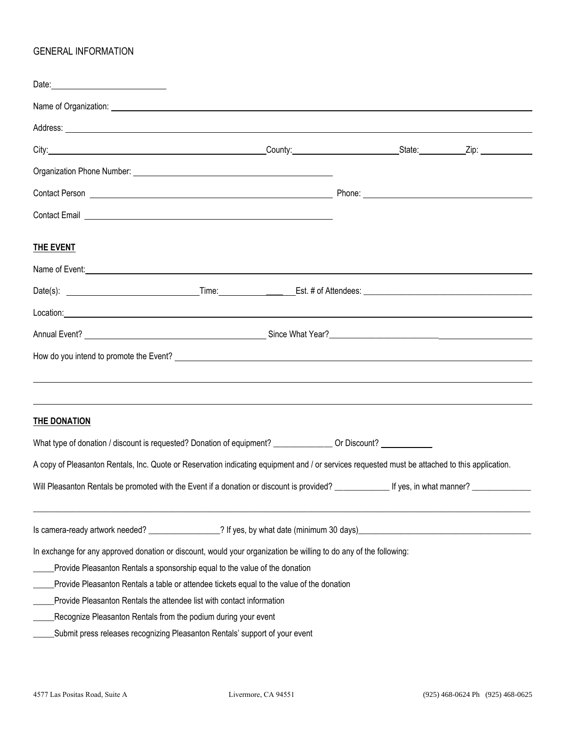## GENERAL INFORMATION

Date: ______________________

Name of Organization: ______________________________________________________________________

Address: ______________________________________________________________________

City: ______________________ County: ______________________ State: __________ Zip: __________

Organization Phone Number: ______________________________________

Contact Person ______________________________________ Phone: ______________________________

Contact Email ______________________________________

### THE EVENT

Name of Event: ______________________________________________________________________

Date(s): ______________________ Time: __________ ____ Est. # of Attendees: ______________________

Location: ______________________________________________________________________

Annual Event? ______________________________ Since What Year? ______________________________

How do you intend to promote the Event? ______________________________________________________

______________________________________________________________________

______________________________________________________________________

### THE DONATION

What type of donation / discount is requested? Donation of equipment? ______________ Or Discount? ____________

A copy of Pleasanton Rentals, Inc. Quote or Reservation indicating equipment and / or services requested must be attached to this application.

Will Pleasanton Rentals be promoted with the Event if a donation or discount is provided? _____________ If yes, in what manner? ______________

______________________________________________________________________

Is camera-ready artwork needed? _________________? If yes, by what date (minimum 30 days)__________________________________________

In exchange for any approved donation or discount, would your organization be willing to do any of the following:

_____Provide Pleasanton Rentals a sponsorship equal to the value of the donation

_____Provide Pleasanton Rentals a table or attendee tickets equal to the value of the donation

_____Provide Pleasanton Rentals the attendee list with contact information

_____Recognize Pleasanton Rentals from the podium during your event

_____Submit press releases recognizing Pleasanton Rentals' support of your event

4577 Las Positas Road, Suite A Livermore, CA 94551 (925) 468-0624 Ph (925) 468-0625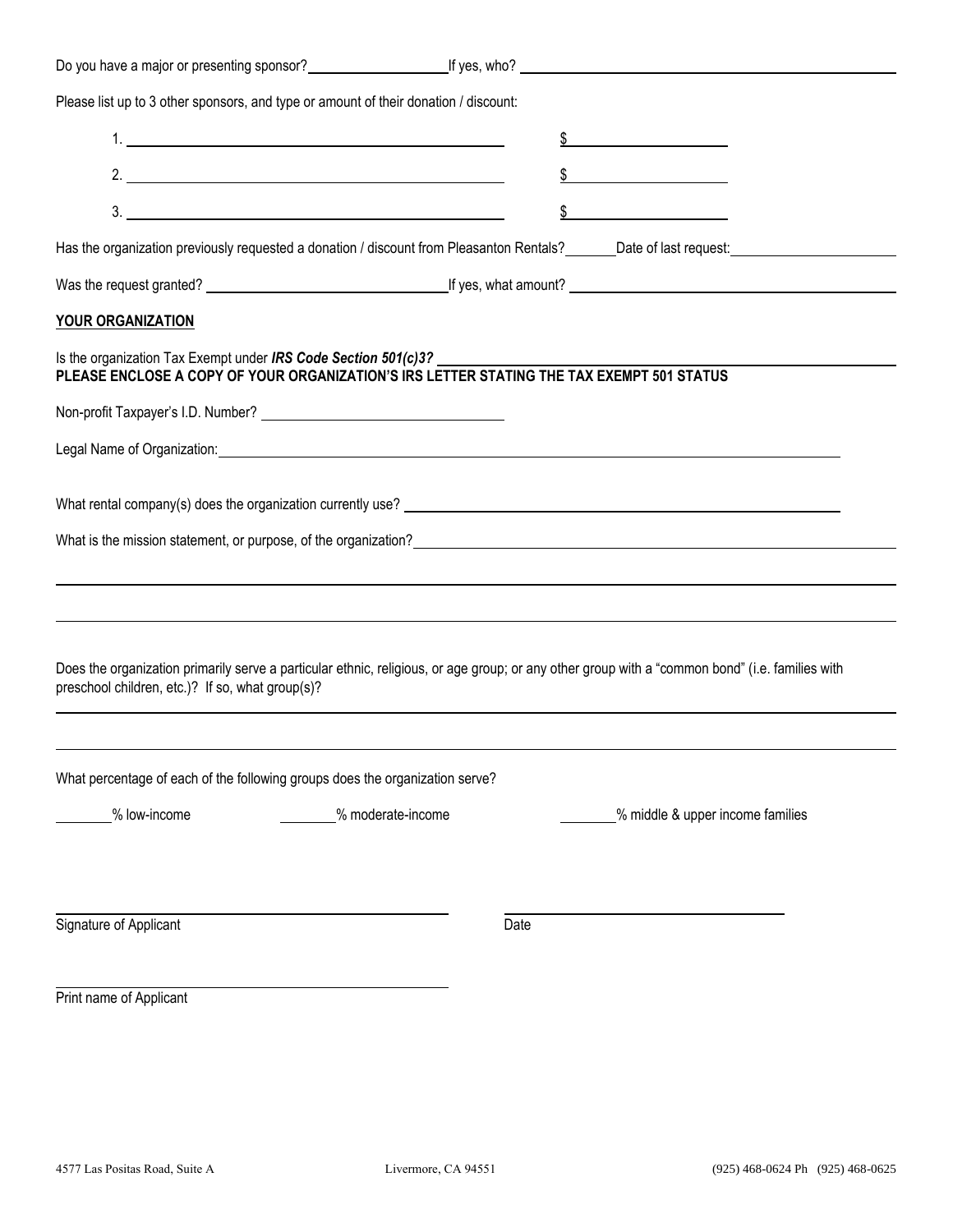Do you have a major or presenting sponsor? ____________________ If yes, who? ____________________________________________

Please list up to 3 other sponsors, and type or amount of their donation / discount:

1. ______________________________________________ $ ____________________

2. ______________________________________________ $ ____________________

3. ______________________________________________ $ ____________________

Has the organization previously requested a donation / discount from Pleasanton Rentals? _______ Date of last request: ____________________

Was the request granted? ________________________________ If yes, what amount? ________________________________________

**YOUR ORGANIZATION**

Is the organization Tax Exempt under ***IRS Code Section 501(c)3?*** ____________________________________________

**PLEASE ENCLOSE A COPY OF YOUR ORGANIZATION'S IRS LETTER STATING THE TAX EXEMPT 501 STATUS**

Non-profit Taxpayer's I.D. Number? ________________________________

Legal Name of Organization: ____________________________________________________________________________

What rental company(s) does the organization currently use? ____________________________________________________________

What is the mission statement, or purpose, of the organization? ____________________________________________________________

________________________________________________________________________________________________________

________________________________________________________________________________________________________

Does the organization primarily serve a particular ethnic, religious, or age group; or any other group with a "common bond" (i.e. families with preschool children, etc.)? If so, what group(s)?

________________________________________________________________________________________________________

________________________________________________________________________________________________________

What percentage of each of the following groups does the organization serve?

________% low-income ________% moderate-income ________% middle & upper income families

______________________________________________ ________________________________

Signature of Applicant Date

______________________________________________

Print name of Applicant

4577 Las Positas Road, Suite A Livermore, CA 94551 (925) 468-0624 Ph (925) 468-0625